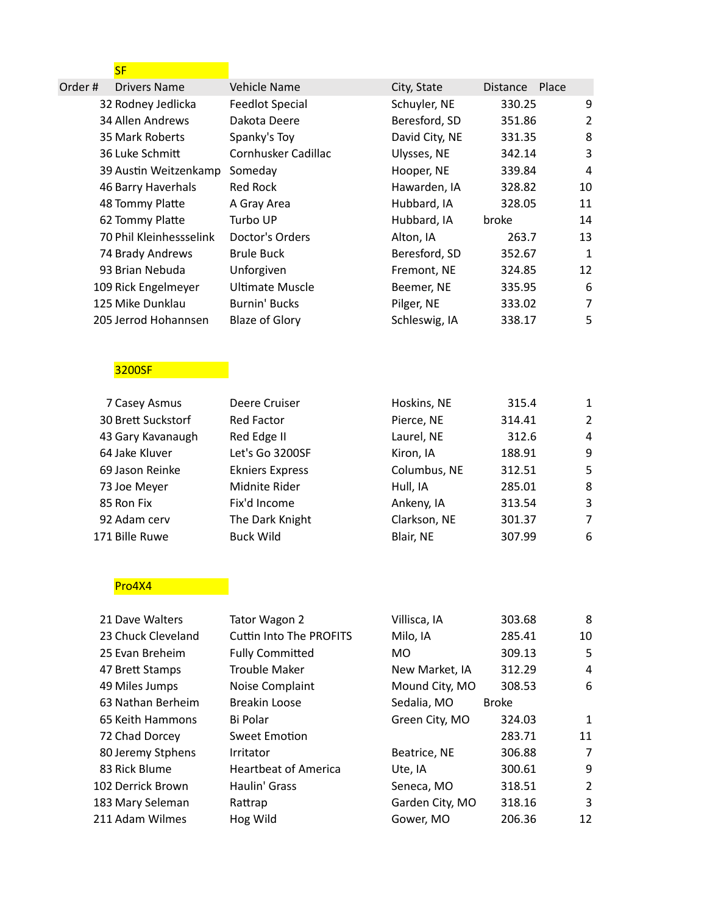## SF

| Order # | Drivers Name | Vehicle Name | City, State | Distance | Place |
|---|---|---|---|---|---|
| 32 | Rodney Jedlicka | Feedlot Special | Schuyler, NE | 330.25 | 9 |
| 34 | Allen Andrews | Dakota Deere | Beresford, SD | 351.86 | 2 |
| 35 | Mark Roberts | Spanky's Toy | David City, NE | 331.35 | 8 |
| 36 | Luke Schmitt | Cornhusker Cadillac | Ulysses, NE | 342.14 | 3 |
| 39 | Austin Weitzenkamp | Someday | Hooper, NE | 339.84 | 4 |
| 46 | Barry Haverhals | Red Rock | Hawarden, IA | 328.82 | 10 |
| 48 | Tommy Platte | A Gray Area | Hubbard, IA | 328.05 | 11 |
| 62 | Tommy Platte | Turbo UP | Hubbard, IA | broke | 14 |
| 70 | Phil Kleinhessselink | Doctor's Orders | Alton, IA | 263.7 | 13 |
| 74 | Brady Andrews | Brule Buck | Beresford, SD | 352.67 | 1 |
| 93 | Brian Nebuda | Unforgiven | Fremont, NE | 324.85 | 12 |
| 109 | Rick Engelmeyer | Ultimate Muscle | Beemer, NE | 335.95 | 6 |
| 125 | Mike Dunklau | Burnin' Bucks | Pilger, NE | 333.02 | 7 |
| 205 | Jerrod Hohannsen | Blaze of Glory | Schleswig, IA | 338.17 | 5 |

## 3200SF

| Order # | Drivers Name | Vehicle Name | City, State | Distance | Place |
|---|---|---|---|---|---|
| 7 | Casey Asmus | Deere Cruiser | Hoskins, NE | 315.4 | 1 |
| 30 | Brett Suckstorf | Red Factor | Pierce, NE | 314.41 | 2 |
| 43 | Gary Kavanaugh | Red Edge II | Laurel, NE | 312.6 | 4 |
| 64 | Jake Kluver | Let's Go 3200SF | Kiron, IA | 188.91 | 9 |
| 69 | Jason Reinke | Ekniers Express | Columbus, NE | 312.51 | 5 |
| 73 | Joe Meyer | Midnite Rider | Hull, IA | 285.01 | 8 |
| 85 | Ron Fix | Fix'd Income | Ankeny, IA | 313.54 | 3 |
| 92 | Adam cerv | The Dark Knight | Clarkson, NE | 301.37 | 7 |
| 171 | Bille Ruwe | Buck Wild | Blair, NE | 307.99 | 6 |

## Pro4X4

| Order # | Drivers Name | Vehicle Name | City, State | Distance | Place |
|---|---|---|---|---|---|
| 21 | Dave Walters | Tator Wagon 2 | Villisca, IA | 303.68 | 8 |
| 23 | Chuck Cleveland | Cuttin Into The PROFITS | Milo, IA | 285.41 | 10 |
| 25 | Evan Breheim | Fully Committed | MO | 309.13 | 5 |
| 47 | Brett Stamps | Trouble Maker | New Market, IA | 312.29 | 4 |
| 49 | Miles Jumps | Noise Complaint | Mound City, MO | 308.53 | 6 |
| 63 | Nathan Berheim | Breakin Loose | Sedalia, MO | Broke | |
| 65 | Keith Hammons | Bi Polar | Green City, MO | 324.03 | 1 |
| 72 | Chad Dorcey | Sweet Emotion | | 283.71 | 11 |
| 80 | Jeremy Stphens | Irritator | Beatrice, NE | 306.88 | 7 |
| 83 | Rick Blume | Heartbeat of America | Ute, IA | 300.61 | 9 |
| 102 | Derrick Brown | Haulin' Grass | Seneca, MO | 318.51 | 2 |
| 183 | Mary Seleman | Rattrap | Garden City, MO | 318.16 | 3 |
| 211 | Adam Wilmes | Hog Wild | Gower, MO | 206.36 | 12 |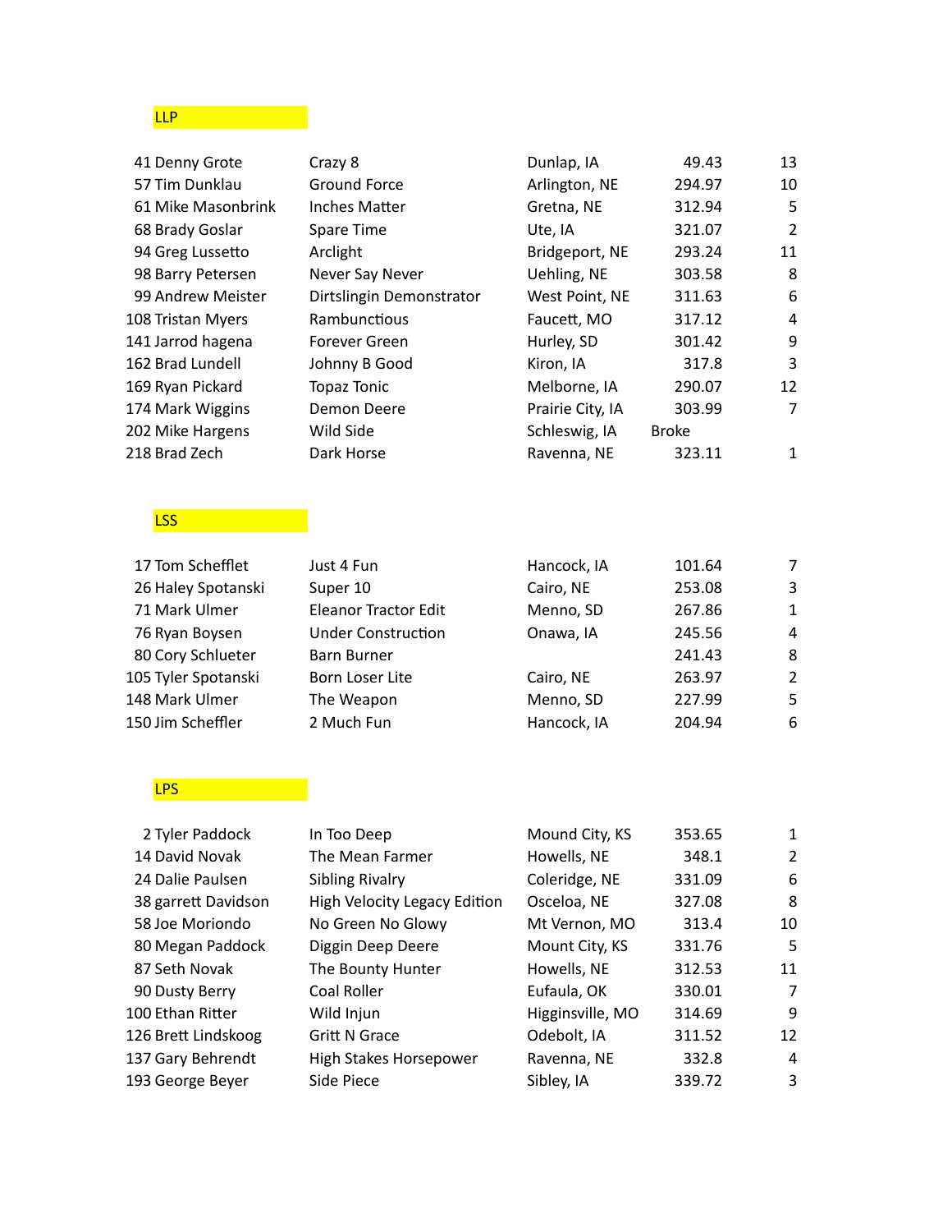## LLP

| | | | | | |
|---|---|---|---|---|---|
| 41 | Denny Grote | Crazy 8 | Dunlap, IA | 49.43 | 13 |
| 57 | Tim Dunklau | Ground Force | Arlington, NE | 294.97 | 10 |
| 61 | Mike Masonbrink | Inches Matter | Gretna, NE | 312.94 | 5 |
| 68 | Brady Goslar | Spare Time | Ute, IA | 321.07 | 2 |
| 94 | Greg Lussetto | Arclight | Bridgeport, NE | 293.24 | 11 |
| 98 | Barry Petersen | Never Say Never | Uehling, NE | 303.58 | 8 |
| 99 | Andrew Meister | Dirtslingin Demonstrator | West Point, NE | 311.63 | 6 |
| 108 | Tristan Myers | Rambunctious | Faucett, MO | 317.12 | 4 |
| 141 | Jarrod hagena | Forever Green | Hurley, SD | 301.42 | 9 |
| 162 | Brad Lundell | Johnny B Good | Kiron, IA | 317.8 | 3 |
| 169 | Ryan Pickard | Topaz Tonic | Melborne, IA | 290.07 | 12 |
| 174 | Mark Wiggins | Demon Deere | Prairie City, IA | 303.99 | 7 |
| 202 | Mike Hargens | Wild Side | Schleswig, IA | Broke | |
| 218 | Brad Zech | Dark Horse | Ravenna, NE | 323.11 | 1 |

## LSS

| | | | | | |
|---|---|---|---|---|---|
| 17 | Tom Schefflet | Just 4 Fun | Hancock, IA | 101.64 | 7 |
| 26 | Haley Spotanski | Super 10 | Cairo, NE | 253.08 | 3 |
| 71 | Mark Ulmer | Eleanor Tractor Edit | Menno, SD | 267.86 | 1 |
| 76 | Ryan Boysen | Under Construction | Onawa, IA | 245.56 | 4 |
| 80 | Cory Schlueter | Barn Burner | | 241.43 | 8 |
| 105 | Tyler Spotanski | Born Loser Lite | Cairo, NE | 263.97 | 2 |
| 148 | Mark Ulmer | The Weapon | Menno, SD | 227.99 | 5 |
| 150 | Jim Scheffler | 2 Much Fun | Hancock, IA | 204.94 | 6 |

## LPS

| | | | | | |
|---|---|---|---|---|---|
| 2 | Tyler Paddock | In Too Deep | Mound City, KS | 353.65 | 1 |
| 14 | David Novak | The Mean Farmer | Howells, NE | 348.1 | 2 |
| 24 | Dalie Paulsen | Sibling Rivalry | Coleridge, NE | 331.09 | 6 |
| 38 | garrett Davidson | High Velocity Legacy Edition | Osceola, NE | 327.08 | 8 |
| 58 | Joe Moriondo | No Green No Glowy | Mt Vernon, MO | 313.4 | 10 |
| 80 | Megan Paddock | Diggin Deep Deere | Mount City, KS | 331.76 | 5 |
| 87 | Seth Novak | The Bounty Hunter | Howells, NE | 312.53 | 11 |
| 90 | Dusty Berry | Coal Roller | Eufaula, OK | 330.01 | 7 |
| 100 | Ethan Ritter | Wild Injun | Higginsville, MO | 314.69 | 9 |
| 126 | Brett Lindskoog | Gritt N Grace | Odebolt, IA | 311.52 | 12 |
| 137 | Gary Behrendt | High Stakes Horsepower | Ravenna, NE | 332.8 | 4 |
| 193 | George Beyer | Side Piece | Sibley, IA | 339.72 | 3 |